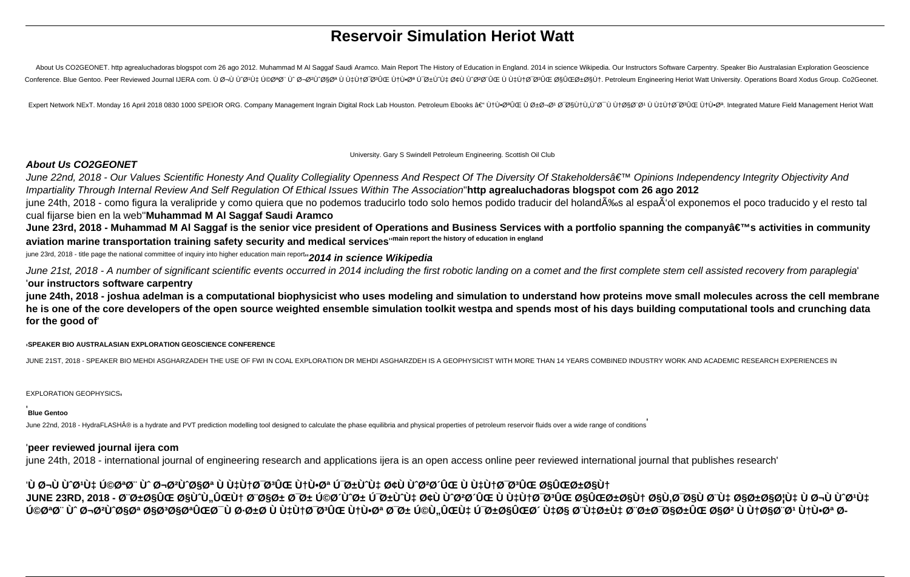# Reservoir Simulation Heriot Watt

About Us CO2GEONET. http agrealuchadoras blogspot com 26 ago 2012. Muhammad M Al Saggaf Saudi Aramco. Main Report The History of Education in England. 2014 in science Wikipedia. Our Instructors Software Carpentry. Speaker Bio Australasian Exploration Geoscience Conference. Blue Gentoo. Peer Reviewed Journal IJERA com. Ù Ø¬Ù Ù^Ø¹Ù‡ Ú©ØªØ¨ Ù^ Ø¬Ø²Ù^Ø§Øª Ù Ù‡Ù†Ø¯Ø³ÛŒ Ù†Ù•Øª Ú¯Ø±Ù^Ù‡ Ø¢Ù Ù^Ø²Ø´ÛŒ Ù Ù‡Ù†Ø¯Ø³ÛŒ Ø§ÛŒØ±Ø§Ù†. Petroleum Engineering Heriot Watt University. Operations Board Xodus Group. Co2Geonet.

Expert Network NExT. Monday 16 April 2018 0830 1000 SPEIOR ORG. Company Management Ingrain Digital Rock Lab Houston. Petroleum Ebooks â€“ Ù†Ù•ØªÛŒ Ù Ø±Ø¬Ø¹ Ø¯Ø§Ù†Ù„Ù^Ø¯ Ù†Ø§Ø¨Ø¹ Ù Ù‡Ù†Ø¯Ø³ÛŒ Ù†Ù•Øª. Integrated Mature Field Management Heriot Watt University. Gary S Swindell Petroleum Engineering. Scottish Oil Club

**About Us CO2GEONET**

*June 22nd, 2018 - Our Values Scientific Honesty And Quality Collegiality Openness And Respect Of The Diversity Of Stakeholdersâ€™ Opinions Independency Integrity Objectivity And Impartiality Through Internal Review And Self Regulation Of Ethical Issues Within The Association*''**http agrealuchadoras blogspot com 26 ago 2012**

june 24th, 2018 - como figura la veralipride y como quiera que no podemos traducirlo todo solo hemos podido traducir del holandÃ‰s al espaÃ'ol exponemos el poco traducido y el resto tal cual fijarse bien en la web''**Muhammad M Al Saggaf Saudi Aramco**

**June 23rd, 2018 - Muhammad M Al Saggaf is the senior vice president of Operations and Business Services with a portfolio spanning the companyâ€™s activities in community aviation marine transportation training safety security and medical services**''**main report the history of education in england**

june 23rd, 2018 - title page the national committee of inquiry into higher education main report''***2014 in science Wikipedia***

*June 21st, 2018 - A number of significant scientific events occurred in 2014 including the first robotic landing on a comet and the first complete stem cell assisted recovery from paraplegia*'

'**our instructors software carpentry**

**june 24th, 2018 - joshua adelman is a computational biophysicist who uses modeling and simulation to understand how proteins move small molecules across the cell membrane he is one of the core developers of the open source weighted ensemble simulation toolkit westpa and spends most of his days building computational tools and crunching data for the good of**'

'**SPEAKER BIO AUSTRALASIAN EXPLORATION GEOSCIENCE CONFERENCE**

JUNE 21ST, 2018 - SPEAKER BIO MEHDI ASGHARZADEH THE USE OF FWI IN COAL EXPLORATION DR MEHDI ASGHARZDEH IS A GEOPHYSICIST WITH MORE THAN 14 YEARS COMBINED INDUSTRY WORK AND ACADEMIC RESEARCH EXPERIENCES IN EXPLORATION GEOPHYSICS'

'**Blue Gentoo**

June 22nd, 2018 - HydraFLASHÂ® is a hydrate and PVT prediction modelling tool designed to calculate the phase equilibria and physical properties of petroleum reservoir fluids over a wide range of conditions'

'**peer reviewed journal ijera com**

june 24th, 2018 - international journal of engineering research and applications ijera is an open access online peer reviewed international journal that publishes research'

'**Ù Ø¬Ù Ù^Ø¹Ù‡ Ú©ØªØ¨ Ù^ Ø¬Ø²Ù^Ø§Øª Ù Ù‡Ù†Ø¯Ø³ÛŒ Ù†Ù•Øª Ú¯Ø±Ù^Ù‡ Ø¢Ù Ù^Ø²Ø´ÛŒ Ù Ù‡Ù†Ø¯Ø³ÛŒ Ø§ÛŒØ±Ø§Ù†**

**JUNE 23RD, 2018 - Ø¨Ø±Ø§ÛŒ Ø§ÙˆÙ„ÛŒÙ† Ø¨Ø§Ø± Ø¯Ø± Ú©Ø´Ù^Ø± Ú¯Ø±Ù^Ù‡ Ø¢Ù Ù^Ø²Ø´ÛŒ Ù Ù‡Ù†Ø¯Ø³ÛŒ Ø§ÛŒØ±Ø§Ù† Ø§Ù‚Ø¯Ø§Ù Ø¨Ù‡ Ø§Ø±Ø§Ø¦Ù‡ Ù Ø¬Ù Ù^Ø¹Ù‡ Ú©ØªØ¨ Ù^ Ø¬Ø²Ù^Ø§Øª Ø§Ø³Ø§ØªÛŒØ¯ Ù Ø·Ø±Ø Ù Ù‡Ù†Ø¯Ø³ÛŒ Ù†Ù•Øª Ø¯Ø± Ú©Ù„ÛŒÙ‡ Ú¯Ø±Ø§ÛŒØ´ Ù‡Ø§ Ø¨Ù‡Ø±Ù‡ Ø¨Ø±Ø¯Ø§Ø±ÛŒ Ø§Ø² Ù Ù†Ø§Ø¨Ø¹ Ù†Ù•Øª Ø­**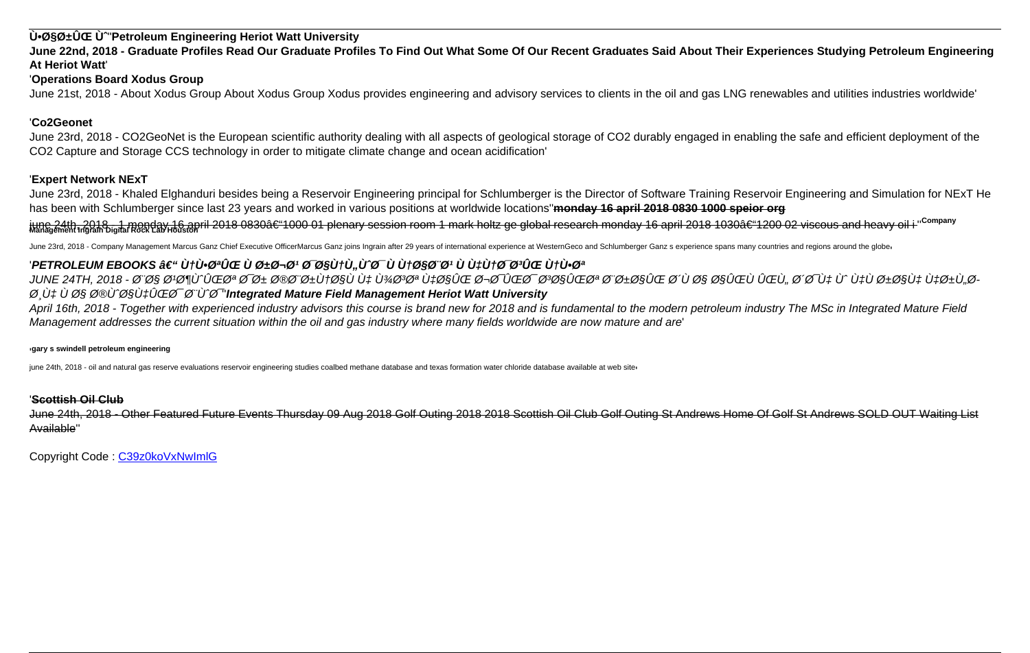## Ù•Ø§Ø±ÛŒ Ù¨'Petroleum Engineering Heriot Watt University

**June 22nd, 2018 - Graduate Profiles Read Our Graduate Profiles To Find Out What Some Of Our Recent Graduates Said About Their Experiences Studying Petroleum Engineering At Heriot Watt**'

## 'Operations Board Xodus Group

June 21st, 2018 - About Xodus Group About Xodus Group Xodus provides engineering and advisory services to clients in the oil and gas LNG renewables and utilities industries worldwide'

## 'Co2Geonet

June 23rd, 2018 - CO2GeoNet is the European scientific authority dealing with all aspects of geological storage of CO2 durably engaged in enabling the safe and efficient deployment of the CO2 Capture and Storage CCS technology in order to mitigate climate change and ocean acidification'

## 'Expert Network NExT

June 23rd, 2018 - Khaled Elghanduri besides being a Reservoir Engineering principal for Schlumberger is the Director of Software Training Reservoir Engineering and Simulation for NExT He has been with Schlumberger since last 23 years and worked in various positions at worldwide locations''**monday 16 april 2018 0830 1000 speior org**

june 24th, 2018 - 1 monday 16 april 2018 0830â€"1000 01 plenary session room 1 mark holtz ge global research monday 16 april 2018 1030â€"1200 02 viscous and heavy oil i''**Company Management Ingrain Digital Rock Lab Houston**

June 23rd, 2018 - Company Management Marcus Ganz Chief Executive OfficerMarcus Ganz joins Ingrain after 29 years of international experience at WesternGeco and Schlumberger Ganz s experience spans many countries and regions around the globe'

## '*PETROLEUM EBOOKS â€" Ù†Ù•ØªÛŒ Ù Ø±Ø¬Ø¹ Ø¯Ø§Ù†Ù„Ù^Ø¯ Ù Ù†Ø§Ø¨Ø¹ Ù Ù‡Ù†Ø¯Ø³ÛŒ Ù†Ù•Øª*

*JUNE 24TH, 2018 - Ø¨Ø§ Ø¹Ø¶Ù^ÛŒØª Ø¯Ø± Ø®Ø¨Ø±Ù†Ø§Ù Ù‡ Ù¾Ø³Øª Ù‡Ø§ÛŒ Ø¬Ø¯ÛŒØ¯ Ø³Ø§ÛŒØª Ø¨Ø±Ø§ÛŒ Ø´Ù Ø§ Ø§ÛŒÙ ÛŒÙ„ Ø´Ø¯Ù‡ Ù^ Ù‡Ù Ø±Ø§Ù‡ Ù‡Ø±Ù„Ø-Ø¸Ù‡ Ù Ø§ Ø®Ù^Ø§Ù‡ÛŒØ¯ Ø¨Ù^Ø¯*''**Integrated Mature Field Management Heriot Watt University**

April 16th, 2018 - Together with experienced industry advisors this course is brand new for 2018 and is fundamental to the modern petroleum industry The MSc in Integrated Mature Field Management addresses the current situation within the oil and gas industry where many fields worldwide are now mature and are'

'**gary s swindell petroleum engineering**

june 24th, 2018 - oil and natural gas reserve evaluations reservoir engineering studies coalbed methane database and texas formation water chloride database available at web site'

## '~~Scottish Oil Club~~

~~June 24th, 2018 - Other Featured Future Events Thursday 09 Aug 2018 Golf Outing 2018 2018 Scottish Oil Club Golf Outing St Andrews Home Of Golf St Andrews SOLD OUT Waiting List Available~~''

Copyright Code : C39z0koVxNwImlG